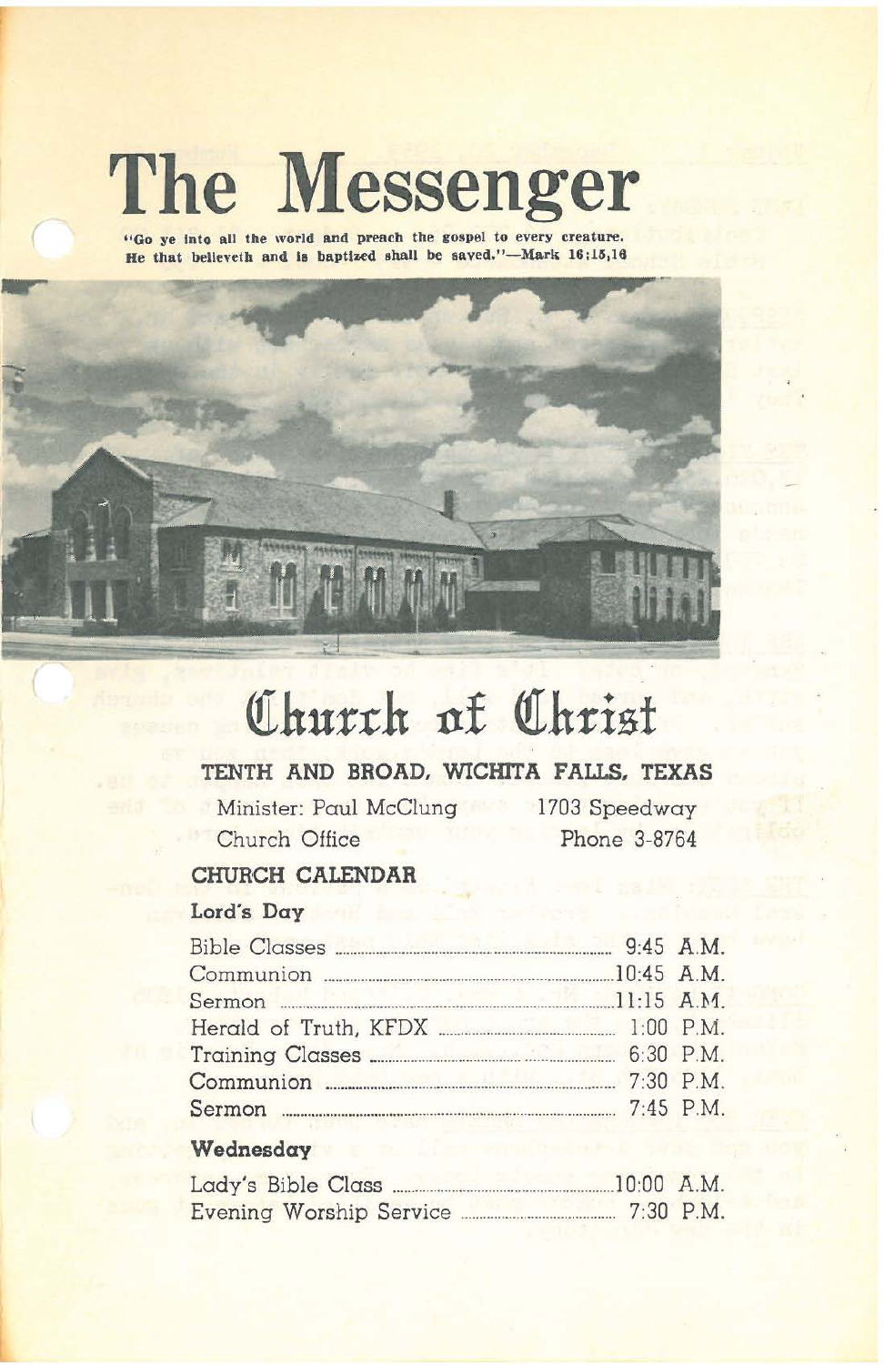# The Messenger

**"Go ye into all the world and preach the gospel to every creature. He that believeth and is baptized shall be saved."—Mark 16:15,16**

# Church of Christ

**TENTH AND BROAD, WICHITA FALLS, TEXAS**

Minister: Paul McClung — 1703 Speedway

Church Office — Phone 3-8764

## CHURCH CALENDAR

### Lord's Day

| | |
|---|---|
| Bible Classes | 9:45 A.M. |
| Communion | 10:45 A.M. |
| Sermon | 11:15 A.M. |
| Herald of Truth, KFDX | 1:00 P.M. |
| Training Classes | 6:30 P.M. |
| Communion | 7:30 P.M. |
| Sermon | 7:45 P.M. |

### Wednesday

| | |
|---|---|
| Lady's Bible Class | 10:00 A.M. |
| Evening Worship Service | 7:30 P.M. |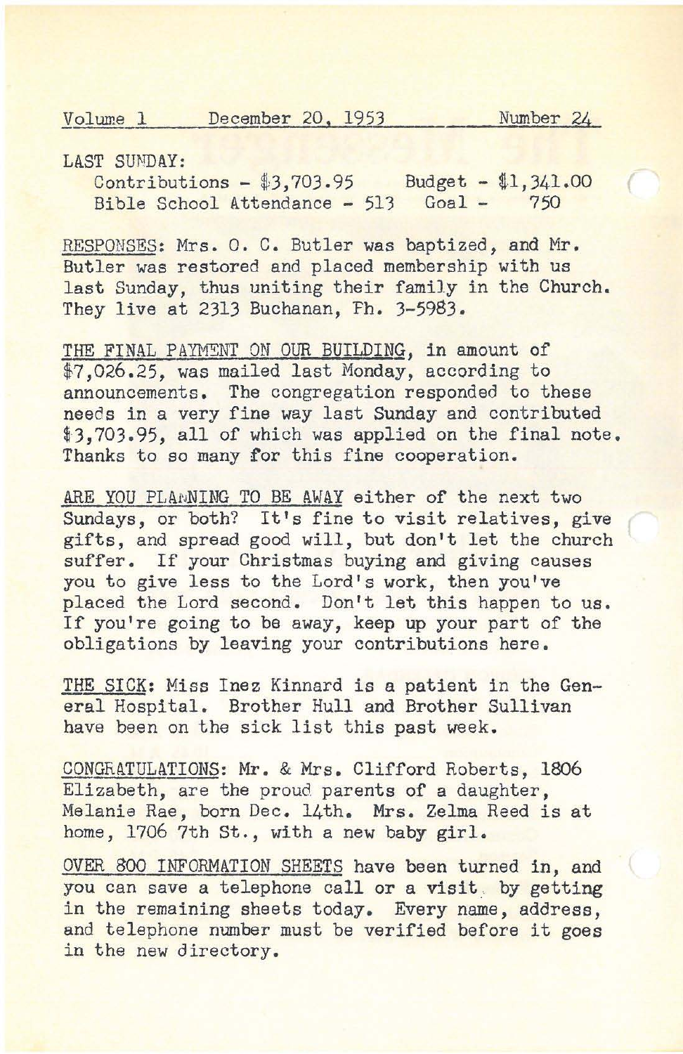Volume 1 December 20, 1953 Number 24

LAST SUNDAY:

| | |
|---|---|
| Contributions - $3,703.95 | Budget - $1,341.00 |
| Bible School Attendance - 513 | Goal - 750 |

RESPONSES: Mrs. O. C. Butler was baptized, and Mr. Butler was restored and placed membership with us last Sunday, thus uniting their family in the Church. They live at 2313 Buchanan, Ph. 3-5983.

THE FINAL PAYMENT ON OUR BUILDING, in amount of $7,026.25, was mailed last Monday, according to announcements. The congregation responded to these needs in a very fine way last Sunday and contributed $3,703.95, all of which was applied on the final note. Thanks to so many for this fine cooperation.

ARE YOU PLANNING TO BE AWAY either of the next two Sundays, or both? It's fine to visit relatives, give gifts, and spread good will, but don't let the church suffer. If your Christmas buying and giving causes you to give less to the Lord's work, then you've placed the Lord second. Don't let this happen to us. If you're going to be away, keep up your part of the obligations by leaving your contributions here.

THE SICK: Miss Inez Kinnard is a patient in the General Hospital. Brother Hull and Brother Sullivan have been on the sick list this past week.

CONGRATULATIONS: Mr. & Mrs. Clifford Roberts, 1806 Elizabeth, are the proud parents of a daughter, Melanie Rae, born Dec. 14th. Mrs. Zelma Reed is at home, 1706 7th St., with a new baby girl.

OVER 800 INFORMATION SHEETS have been turned in, and you can save a telephone call or a visit by getting in the remaining sheets today. Every name, address, and telephone number must be verified before it goes in the new directory.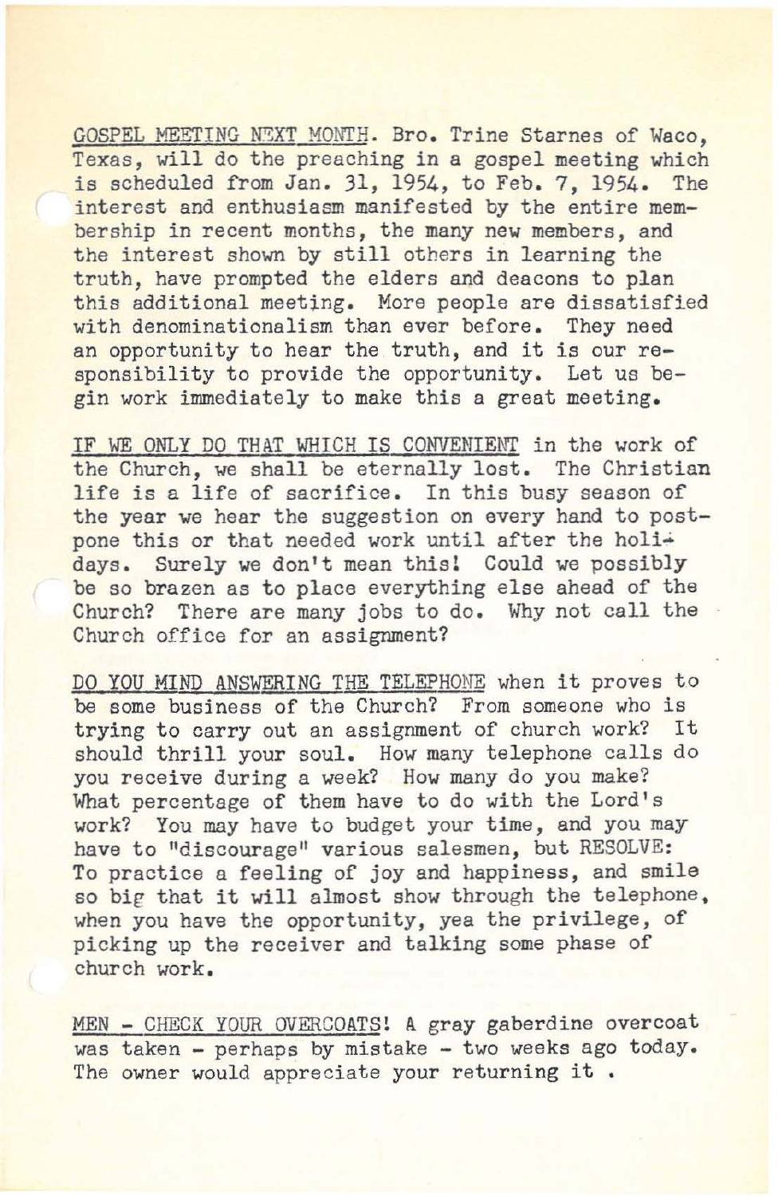GOSPEL MEETING NEXT MONTH. Bro. Trine Starnes of Waco, Texas, will do the preaching in a gospel meeting which is scheduled from Jan. 31, 1954, to Feb. 7, 1954. The interest and enthusiasm manifested by the entire membership in recent months, the many new members, and the interest shown by still others in learning the truth, have prompted the elders and deacons to plan this additional meeting. More people are dissatisfied with denominationalism than ever before. They need an opportunity to hear the truth, and it is our responsibility to provide the opportunity. Let us begin work immediately to make this a great meeting.

IF WE ONLY DO THAT WHICH IS CONVENIENT in the work of the Church, we shall be eternally lost. The Christian life is a life of sacrifice. In this busy season of the year we hear the suggestion on every hand to postpone this or that needed work until after the holidays. Surely we don't mean this! Could we possibly be so brazen as to place everything else ahead of the Church? There are many jobs to do. Why not call the Church office for an assignment?

DO YOU MIND ANSWERING THE TELEPHONE when it proves to be some business of the Church? From someone who is trying to carry out an assignment of church work? It should thrill your soul. How many telephone calls do you receive during a week? How many do you make? What percentage of them have to do with the Lord's work? You may have to budget your time, and you may have to "discourage" various salesmen, but RESOLVE: To practice a feeling of joy and happiness, and smile so big that it will almost show through the telephone, when you have the opportunity, yea the privilege, of picking up the receiver and talking some phase of church work.

MEN - CHECK YOUR OVERCOATS! A gray gaberdine overcoat was taken - perhaps by mistake - two weeks ago today. The owner would appreciate your returning it .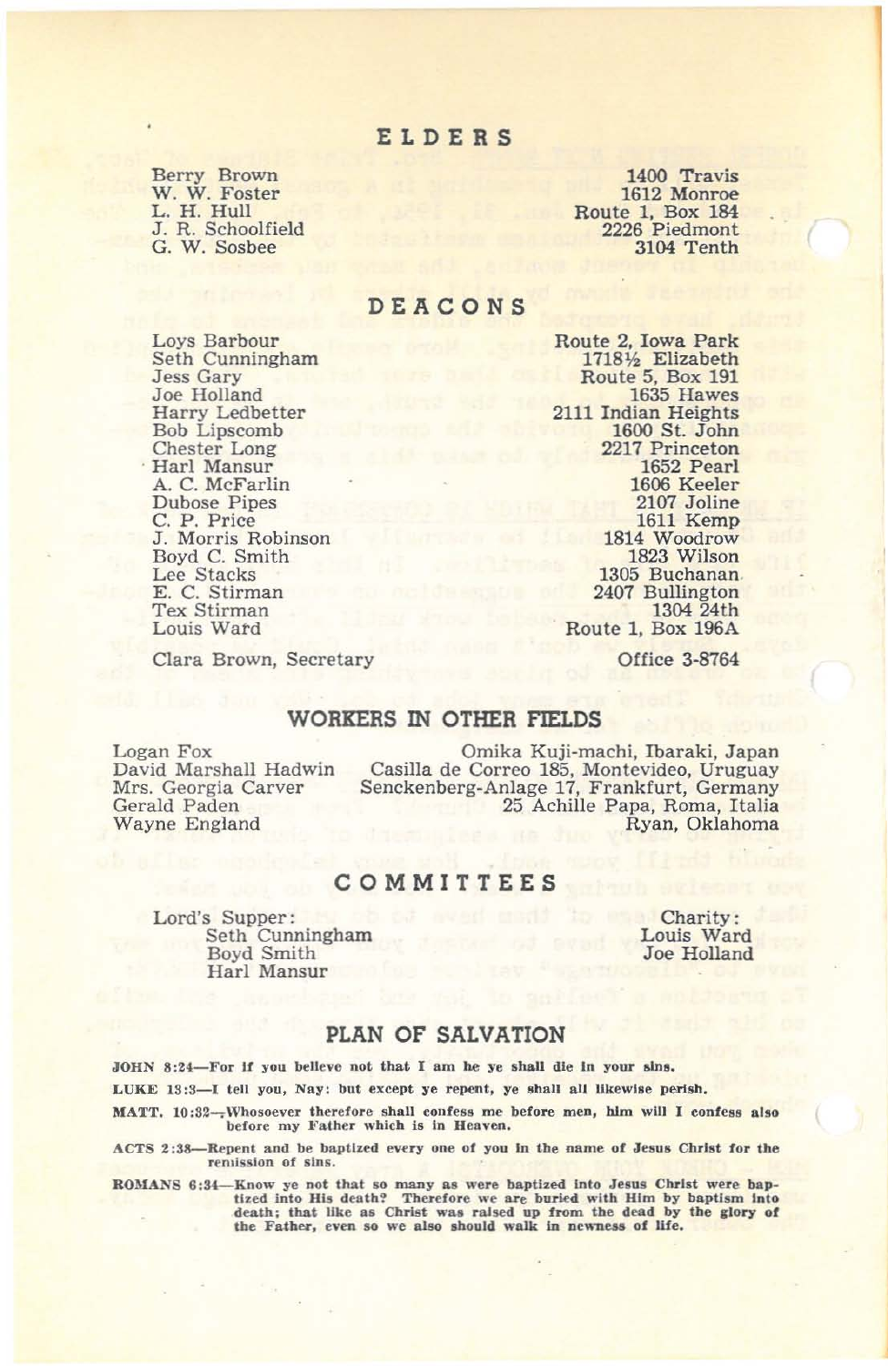## ELDERS

| | |
|---|---|
| Berry Brown | 1400 Travis |
| W. W. Foster | 1612 Monroe |
| L. H. Hull | Route 1, Box 184 |
| J. R. Schoolfield | 2226 Piedmont |
| G. W. Sosbee | 3104 Tenth |

## DEACONS

| | |
|---|---|
| Loys Barbour | Route 2, Iowa Park |
| Seth Cunningham | 1718½ Elizabeth |
| Jess Gary | Route 5, Box 191 |
| Joe Holland | 1635 Hawes |
| Harry Ledbetter | 2111 Indian Heights |
| Bob Lipscomb | 1600 St. John |
| Chester Long | 2217 Princeton |
| Harl Mansur | 1652 Pearl |
| A. C. McFarlin | 1606 Keeler |
| Dubose Pipes | 2107 Joline |
| C. P. Price | 1611 Kemp |
| J. Morris Robinson | 1814 Woodrow |
| Boyd C. Smith | 1823 Wilson |
| Lee Stacks | 1305 Buchanan |
| E. C. Stirman | 2407 Bullington |
| Tex Stirman | 1304 24th |
| Louis Ward | Route 1, Box 196A |
| Clara Brown, Secretary | Office 3-8764 |

## WORKERS IN OTHER FIELDS

| | |
|---|---|
| Logan Fox | Omika Kuji-machi, Ibaraki, Japan |
| David Marshall Hadwin | Casilla de Correo 185, Montevideo, Uruguay |
| Mrs. Georgia Carver | Senckenberg-Anlage 17, Frankfurt, Germany |
| Gerald Paden | 25 Achille Papa, Roma, Italia |
| Wayne England | Ryan, Oklahoma |

## COMMITTEES

Lord's Supper:
- Seth Cunningham
- Boyd Smith
- Harl Mansur

Charity:
- Louis Ward
- Joe Holland

## PLAN OF SALVATION

**JOHN 8:24—For if you believe not that I am he ye shall die in your sins.**

**LUKE 13:3—I tell you, Nay: but except ye repent, ye shall all likewise perish.**

**MATT. 10:32—Whosoever therefore shall confess me before men, him will I confess also before my Father which is in Heaven.**

**ACTS 2:38—Repent and be baptized every one of you in the name of Jesus Christ for the remission of sins.**

**ROMANS 6:34—Know ye not that so many as were baptized into Jesus Christ were baptized into His death? Therefore we are buried with Him by baptism into death; that like as Christ was raised up from the dead by the glory of the Father, even so we also should walk in newness of life.**